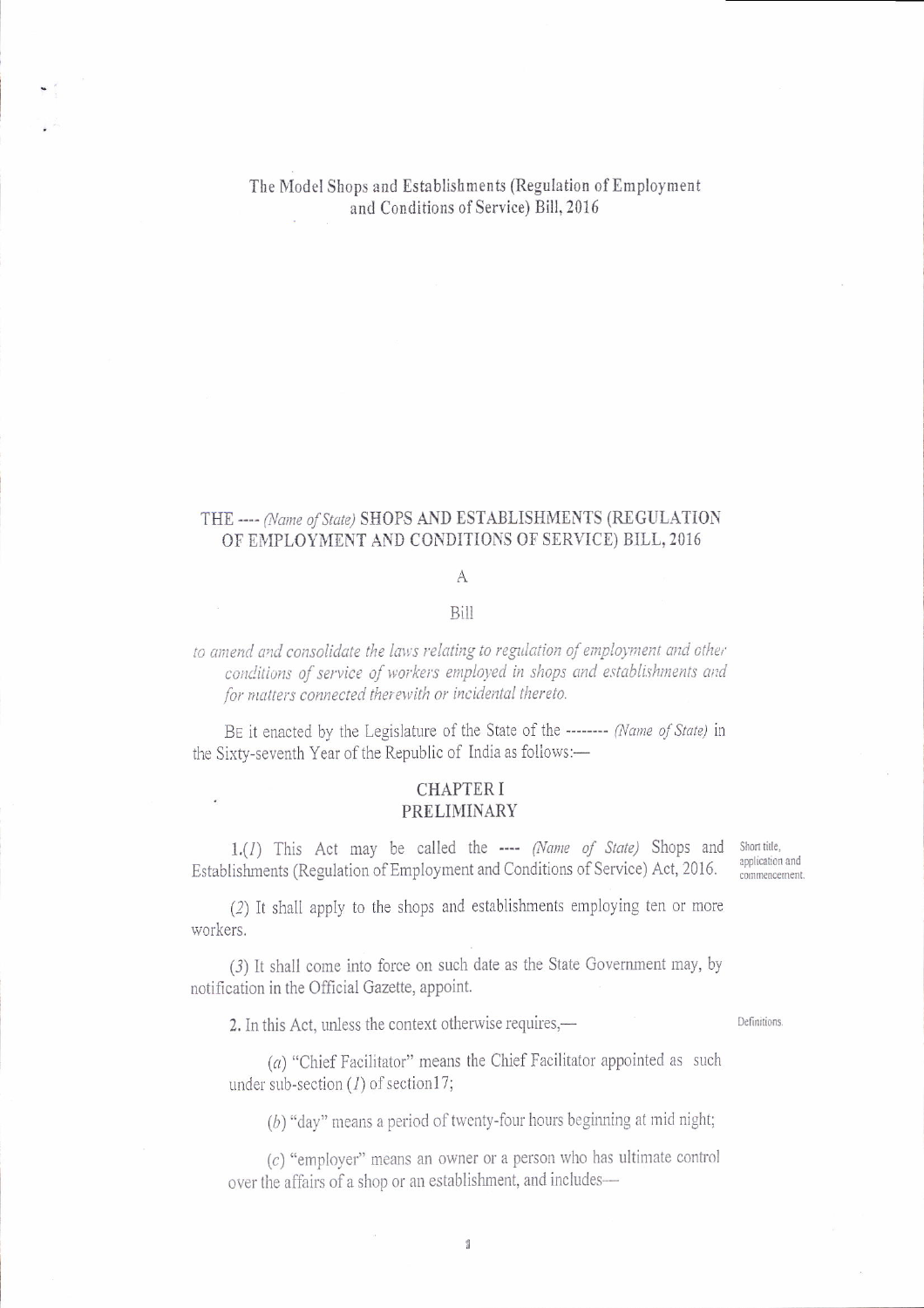# The Model Shops and Establishments (Regulation of Employment and Conditions of Service) Bill, 2016

## THE ---- *(Name of State)* SHOPS AND ESTABLISHMENTS (REGULATION OF EMPLOYMENT AND CONDITIONS OF SERVICE) BILL, 2016

A

Bill

*to amend and consolidate the laws relating to regulation of employment and other conditions of service of workers employed in shops and establishments and for matters connected therewith or incidental thereto.*

BE it enacted by the Legislature of the State of the -------- *(Name of State)* in the Sixty-seventh Year of the Republic of India as follows:—

### CHAPTER I
### PRELIMINARY

Short title, application and commencement.

1.(*1*) This Act may be called the ---- *(Name of State)* Shops and Establishments (Regulation of Employment and Conditions of Service) Act, 2016.

(*2*) It shall apply to the shops and establishments employing ten or more workers.

(*3*) It shall come into force on such date as the State Government may, by notification in the Official Gazette, appoint.

Definitions.

2. In this Act, unless the context otherwise requires,—

(*a*) "Chief Facilitator" means the Chief Facilitator appointed as such under sub-section (*1*) of section17;

(*b*) "day" means a period of twenty-four hours beginning at mid night;

(*c*) "employer" means an owner or a person who has ultimate control over the affairs of a shop or an establishment, and includes—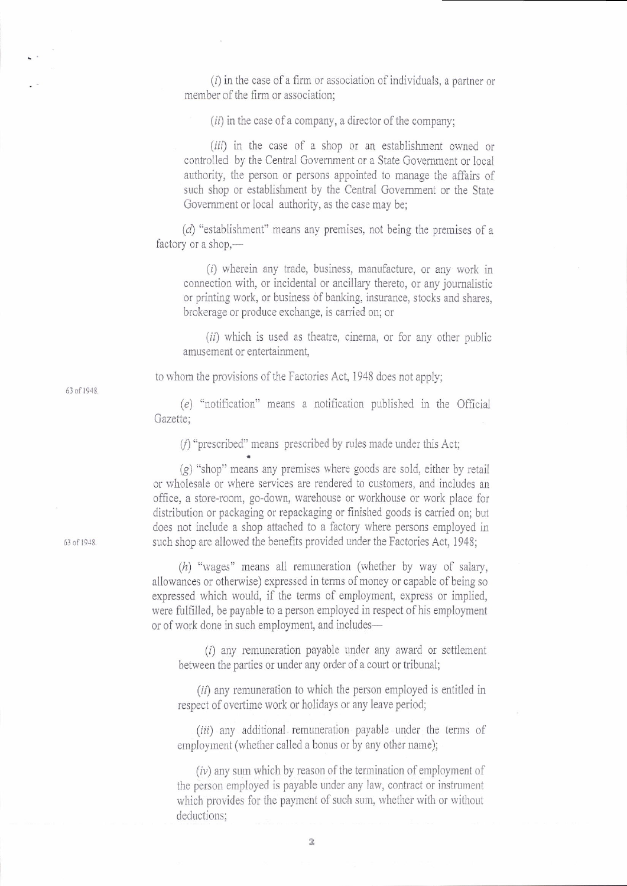(*i*) in the case of a firm or association of individuals, a partner or member of the firm or association;

(*ii*) in the case of a company, a director of the company;

(*iii*) in the case of a shop or an establishment owned or controlled by the Central Government or a State Government or local authority, the person or persons appointed to manage the affairs of such shop or establishment by the Central Government or the State Government or local authority, as the case may be;

(*d*) "establishment" means any premises, not being the premises of a factory or a shop,—

(*i*) wherein any trade, business, manufacture, or any work in connection with, or incidental or ancillary thereto, or any journalistic or printing work, or business of banking, insurance, stocks and shares, brokerage or produce exchange, is carried on; or

(*ii*) which is used as theatre, cinema, or for any other public amusement or entertainment,

to whom the provisions of the Factories Act, 1948 does not apply;

63 of 1948.

(*e*) "notification" means a notification published in the Official Gazette;

(*f*) "prescribed" means prescribed by rules made under this Act;

(*g*) "shop" means any premises where goods are sold, either by retail or wholesale or where services are rendered to customers, and includes an office, a store-room, go-down, warehouse or workhouse or work place for distribution or packaging or repackaging or finished goods is carried on; but does not include a shop attached to a factory where persons employed in such shop are allowed the benefits provided under the Factories Act, 1948;

63 of 1948.

(*h*) "wages" means all remuneration (whether by way of salary, allowances or otherwise) expressed in terms of money or capable of being so expressed which would, if the terms of employment, express or implied, were fulfilled, be payable to a person employed in respect of his employment or of work done in such employment, and includes—

(*i*) any remuneration payable under any award or settlement between the parties or under any order of a court or tribunal;

(*ii*) any remuneration to which the person employed is entitled in respect of overtime work or holidays or any leave period;

(*iii*) any additional remuneration payable under the terms of employment (whether called a bonus or by any other name);

(*iv*) any sum which by reason of the termination of employment of the person employed is payable under any law, contract or instrument which provides for the payment of such sum, whether with or without deductions;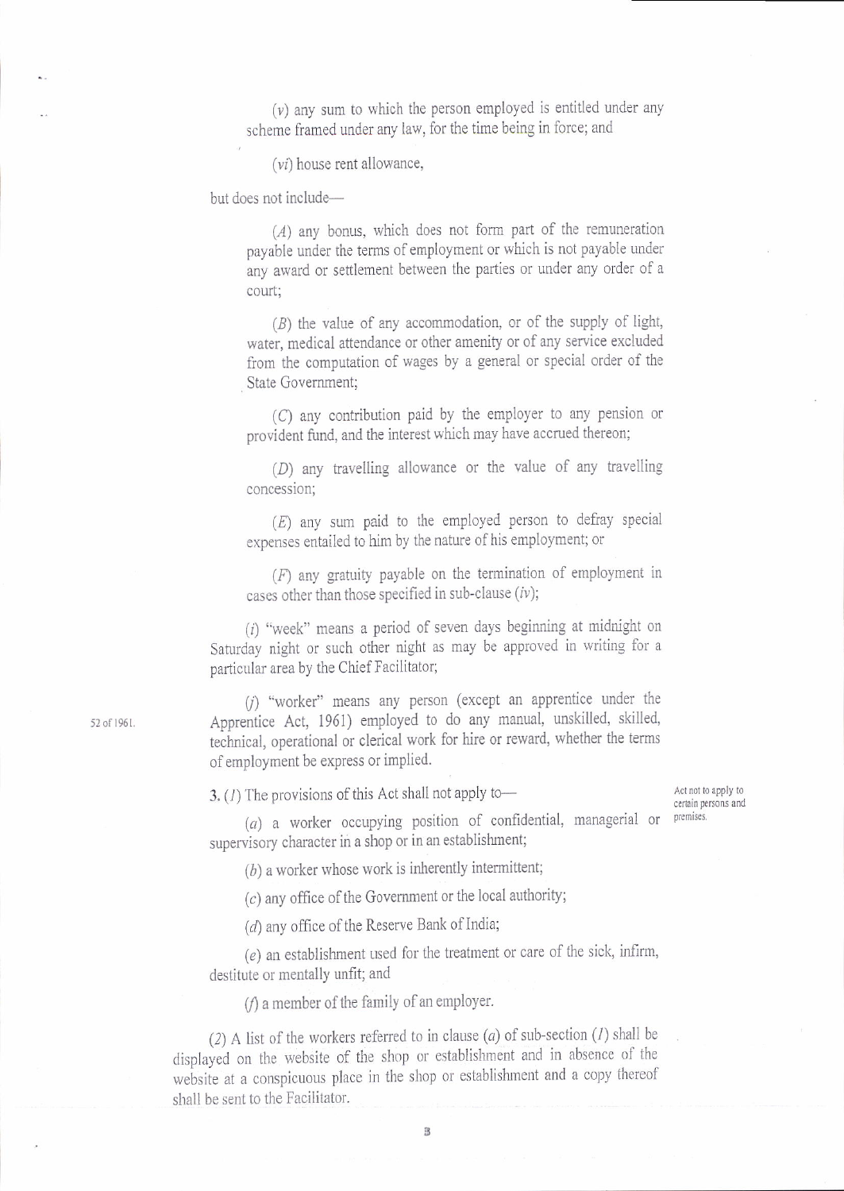(*v*) any sum to which the person employed is entitled under any scheme framed under any law, for the time being in force; and

(*vi*) house rent allowance,

but does not include—

(*A*) any bonus, which does not form part of the remuneration payable under the terms of employment or which is not payable under any award or settlement between the parties or under any order of a court;

(*B*) the value of any accommodation, or of the supply of light, water, medical attendance or other amenity or of any service excluded from the computation of wages by a general or special order of the State Government;

(*C*) any contribution paid by the employer to any pension or provident fund, and the interest which may have accrued thereon;

(*D*) any travelling allowance or the value of any travelling concession;

(*E*) any sum paid to the employed person to defray special expenses entailed to him by the nature of his employment; or

(*F*) any gratuity payable on the termination of employment in cases other than those specified in sub-clause (*iv*);

(*i*) "week" means a period of seven days beginning at midnight on Saturday night or such other night as may be approved in writing for a particular area by the Chief Facilitator;

(*j*) "worker" means any person (except an apprentice under the Apprentice Act, 1961) employed to do any manual, unskilled, skilled, technical, operational or clerical work for hire or reward, whether the terms of employment be express or implied.

52 of 1961.

Act not to apply to certain persons and premises.

3. (*1*) The provisions of this Act shall not apply to—

(*a*) a worker occupying position of confidential, managerial or supervisory character in a shop or in an establishment;

(*b*) a worker whose work is inherently intermittent;

(*c*) any office of the Government or the local authority;

(*d*) any office of the Reserve Bank of India;

(*e*) an establishment used for the treatment or care of the sick, infirm, destitute or mentally unfit; and

(*f*) a member of the family of an employer.

(*2*) A list of the workers referred to in clause (*a*) of sub-section (*1*) shall be displayed on the website of the shop or establishment and in absence of the website at a conspicuous place in the shop or establishment and a copy thereof shall be sent to the Facilitator.